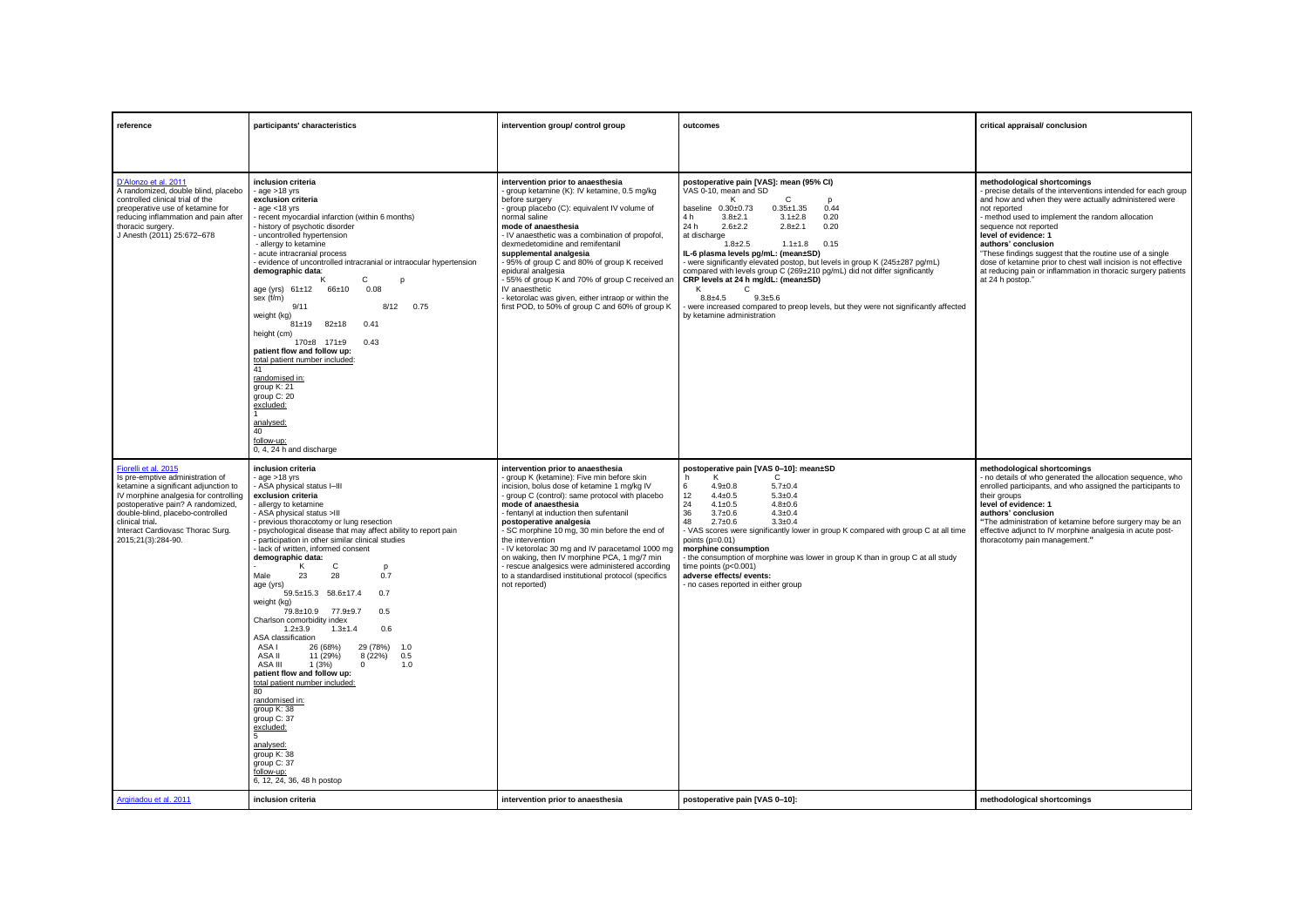| reference | participants' characteristics | intervention group/ control group | outcomes | critical appraisal/ conclusion |
|---|---|---|---|---|
| D'Alonzo et al. 2011<br>A randomized, double blind, placebo controlled clinical trial of the preoperative use of ketamine for reducing inflammation and pain after thoracic surgery.<br>J Anesth (2011) 25:672–678 | **inclusion criteria**<br>- age >18 yrs<br>**exclusion criteria**<br>- age <18 yrs<br>- recent myocardial infarction (within 6 months)<br>- history of psychotic disorder<br>- uncontrolled hypertension<br>- allergy to ketamine<br>- acute intracranial process<br>- evidence of uncontrolled intracranial or intraocular hypertension<br>**demographic data**:<br>K C p<br>age (yrs) 61±12 66±10 0.08<br>sex (f/m) 9/11 8/12 0.75<br>weight (kg) 81±19 82±18 0.41<br>height (cm) 170±8 171±9 0.43<br>**patient flow and follow up:**<br>total patient number included: 41<br>randomised in:<br>group K: 21<br>group C: 20<br>excluded: 1<br>analysed: 40<br>follow-up:<br>0, 4, 24 h and discharge | **intervention prior to anaesthesia**<br>- group ketamine (K): IV ketamine, 0.5 mg/kg before surgery<br>- group placebo (C): equivalent IV volume of normal saline<br>**mode of anaesthesia**<br>- IV anaesthetic was a combination of propofol, dexmedetomidine and remifentanil<br>**supplemental analgesia**<br>- 95% of group C and 80% of group K received epidural analgesia<br>- 55% of group K and 70% of group C received an IV anaesthetic<br>- ketorolac was given, either intraop or within the first POD, to 50% of group C and 60% of group K | **postoperative pain [VAS]: mean (95% CI)**<br>VAS 0-10, mean and SD<br>K C p<br>baseline 0.30±0.73 0.35±1.35 0.44<br>4 h 3.8±2.1 3.1±2.8 0.20<br>24 h 2.6±2.2 2.8±2.1 0.20<br>at discharge 1.8±2.5 1.1±1.8 0.15<br>**IL-6 plasma levels pg/mL: (mean±SD)**<br>- were significantly elevated postop, but levels in group K (245±287 pg/mL) compared with levels group C (269±210 pg/mL) did not differ significantly<br>**CRP levels at 24 h mg/dL: (mean±SD)**<br>K C<br>8.8±4.5 9.3±5.6<br>- were increased compared to preop levels, but they were not significantly affected by ketamine administration | **methodological shortcomings**<br>- precise details of the interventions intended for each group and how and when they were actually administered were not reported<br>- method used to implement the random allocation sequence not reported<br>**level of evidence: 1**<br>**authors' conclusion**<br>"These findings suggest that the routine use of a single dose of ketamine prior to chest wall incision is not effective at reducing pain or inflammation in thoracic surgery patients at 24 h postop." |
| Fiorelli et al. 2015<br>Is pre-emptive administration of ketamine a significant adjunction to IV morphine analgesia for controlling postoperative pain? A randomized, double-blind, placebo-controlled clinical trial.<br>Interact Cardiovasc Thorac Surg. 2015;21(3):284-90. | **inclusion criteria**<br>- age >18 yrs<br>- ASA physical status I–III<br>**exclusion criteria**<br>- allergy to ketamine<br>- ASA physical status >III<br>- previous thoracotomy or lung resection<br>- psychological disease that may affect ability to report pain<br>- participation in other similar clinical studies<br>- lack of written, informed consent<br>**demographic data**:<br>- K C p<br>Male 23 28 0.7<br>age (yrs) 59.5±15.3 58.6±17.4 0.7<br>weight (kg) 79.8±10.9 77.9±9.7 0.5<br>Charlson comorbidity index 1.2±3.9 1.3±1.4 0.6<br>ASA classification<br>ASA I 26 (68%) 29 (78%) 1.0<br>ASA II 11 (29%) 8 (22%) 0.5<br>ASA III 1 (3%) 0 1.0<br>**patient flow and follow up:**<br>total patient number included: 80<br>randomised in:<br>group K: 38<br>group C: 37<br>excluded: 5<br>analysed:<br>group K: 38<br>group C: 37<br>follow-up:<br>6, 12, 24, 36, 48 h postop | **intervention prior to anaesthesia**<br>- group K (ketamine): Five min before skin incision, bolus dose of ketamine 1 mg/kg IV<br>- group C (control): same protocol with placebo<br>**mode of anaesthesia**<br>- fentanyl at induction then sufentanil<br>**postoperative analgesia**<br>- SC morphine 10 mg, 30 min before the end of the intervention<br>- IV ketorolac 30 mg and IV paracetamol 1000 mg on waking, then IV morphine PCA, 1 mg/7 min<br>- rescue analgesics were administered according to a standardised institutional protocol (specifics not reported) | **postoperative pain [VAS 0–10]: mean±SD**<br>h K C<br>6 4.9±0.8 5.7±0.4<br>12 4.4±0.5 5.3±0.4<br>24 4.1±0.5 4.8±0.6<br>36 3.7±0.6 4.3±0.4<br>48 2.7±0.6 3.3±0.4<br>- VAS scores were significantly lower in group K compared with group C at all time points (p=0.01)<br>**morphine consumption**<br>- the consumption of morphine was lower in group K than in group C at all study time points (p<0.001)<br>**adverse effects/ events:**<br>- no cases reported in either group | **methodological shortcomings**<br>- no details of who generated the allocation sequence, who enrolled participants, and who assigned the participants to their groups<br>**level of evidence: 1**<br>**authors' conclusion**<br>"The administration of ketamine before surgery may be an effective adjunct to IV morphine analgesia in acute post-thoracotomy pain management." |
| Argiriadou et al. 2011 | **inclusion criteria** | **intervention prior to anaesthesia** | **postoperative pain [VAS 0–10]:** | **methodological shortcomings** |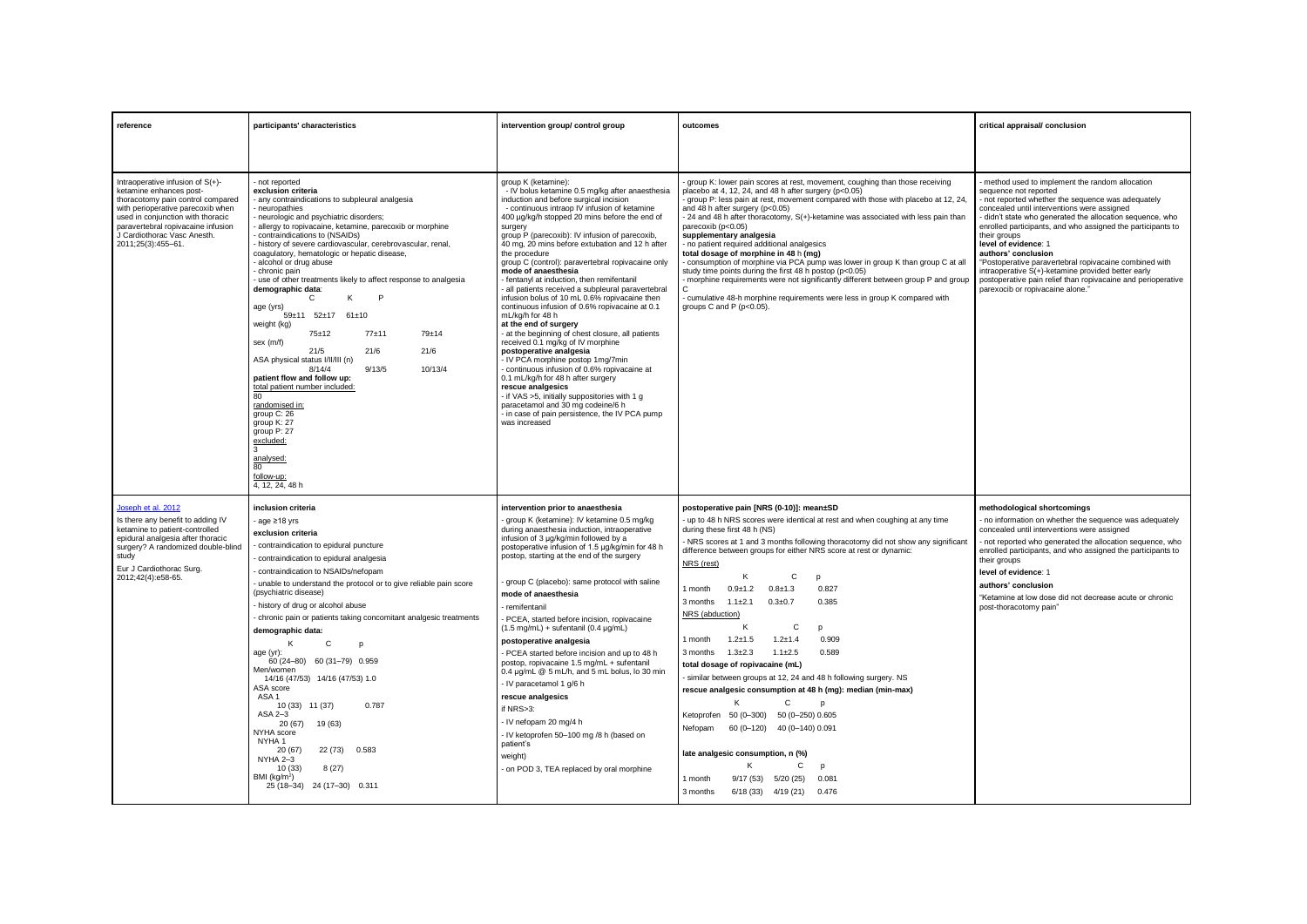| reference | participants' characteristics | intervention group/ control group | outcomes | critical appraisal/ conclusion |
|---|---|---|---|---|
| Intraoperative infusion of S(+)-ketamine enhances post-thoracotomy pain control compared with perioperative parecoxib when used in conjunction with thoracic paravertebral ropivacaine infusion<br>J Cardiothorac Vasc Anesth. 2011;25(3):455–61. | - not reported<br>**exclusion criteria**<br>- any contraindications to subpleural analgesia<br>- neuropathies<br>- neurologic and psychiatric disorders;<br>- allergy to ropivacaine, ketamine, parecoxib or morphine<br>- contraindications to (NSAIDs)<br>- history of severe cardiovascular, cerebrovascular, renal, coagulatory, hematologic or hepatic disease,<br>- alcohol or drug abuse<br>- chronic pain<br>- use of other treatments likely to affect response to analgesia<br>**demographic data**:<br>C / K / P<br>age (yrs)<br>59±11 / 52±17 / 61±10<br>weight (kg)<br>75±12 / 77±11 / 79±14<br>sex (m/f)<br>21/5 / 21/6 / 21/6<br>ASA physical status I/II/III (n)<br>8/14/4 / 9/13/5 / 10/13/4<br>**patient flow and follow up:**<br>total patient number included:<br>80<br>randomised in:<br>group C: 26<br>group K: 27<br>group P: 27<br>excluded:<br>3<br>analysed:<br>80<br>follow-up:<br>4, 12, 24, 48 h | group K (ketamine):<br>- IV bolus ketamine 0.5 mg/kg after anaesthesia induction and before surgical incision<br>- continuous intraop IV infusion of ketamine 400 µg/kg/h stopped 20 mins before the end of surgery<br>group P (parecoxib): IV infusion of parecoxib, 40 mg, 20 mins before extubation and 12 h after the procedure<br>group C (control): paravertebral ropivacaine only<br>**mode of anaesthesia**<br>- fentanyl at induction, then remifentanil<br>- all patients received a subpleural paravertebral infusion bolus of 10 mL 0.6% ropivacaine then continuous infusion of 0.6% ropivacaine at 0.1 mL/kg/h for 48 h<br>**at the end of surgery**<br>- at the beginning of chest closure, all patients received 0.1 mg/kg of IV morphine<br>**postoperative analgesia**<br>- IV PCA morphine postop 1mg/7min<br>- continuous infusion of 0.6% ropivacaine at 0.1 mL/kg/h for 48 h after surgery<br>**rescue analgesics**<br>- if VAS >5, initially suppositories with 1 g paracetamol and 30 mg codeine/6 h<br>- in case of pain persistence, the IV PCA pump was increased | - group K: lower pain scores at rest, movement, coughing than those receiving placebo at 4, 12, 24, and 48 h after surgery ($p<0.05$)<br>- group P: less pain at rest, movement compared with those with placebo at 12, 24, and 48 h after surgery ($p<0.05$)<br>- 24 and 48 h after thoracotomy, S(+)-ketamine was associated with less pain than parecoxib ($p<0.05$)<br>**supplementary analgesia**<br>- no patient required additional analgesics<br>**total dosage of morphine in 48 h (mg)**<br>- consumption of morphine via PCA pump was lower in group K than group C at all study time points during the first 48 h postop ($p<0.05$)<br>- morphine requirements were not significantly different between group P and group C<br>- cumulative 48-h morphine requirements were less in group K compared with groups C and P ($p<0.05$). | - method used to implement the random allocation sequence not reported<br>- not reported whether the sequence was adequately concealed until interventions were assigned<br>- didn't state who generated the allocation sequence, who enrolled participants, and who assigned the participants to their groups<br>**level of evidence**: 1<br>**authors' conclusion**<br>"Postoperative paravertebral ropivacaine combined with intraoperative S(+)-ketamine provided better early postoperative pain relief than ropivacaine and perioperative parexocib or ropivacaine alone." |
| Joseph et al. 2012<br>Is there any benefit to adding IV ketamine to patient-controlled epidural analgesia after thoracic surgery? A randomized double-blind study<br>Eur J Cardiothorac Surg. 2012;42(4):e58-65. | **inclusion criteria**<br>- age ≥18 yrs<br>**exclusion criteria**<br>- contraindication to epidural puncture<br>- contraindication to epidural analgesia<br>- contraindication to NSAIDs/nefopam<br>- unable to understand the protocol or to give reliable pain score (psychiatric disease)<br>- history of drug or alcohol abuse<br>- chronic pain or patients taking concomitant analgesic treatments<br>**demographic data:**<br>K / C / p<br>age (yr):<br>60 (24–80) / 60 (31–79) / 0.959<br>Men/women<br>14/16 (47/53) / 14/16 (47/53) / 1.0<br>ASA score<br>ASA 1<br>10 (33) / 11 (37) / 0.787<br>ASA 2–3<br>20 (67) / 19 (63)<br>NYHA score<br>NYHA 1<br>20 (67) / 22 (73) / 0.583<br>NYHA 2–3<br>10 (33) / 8 (27)<br>BMI ($kg/m^2$)<br>25 (18–34) / 24 (17–30) / 0.311 | **intervention prior to anaesthesia**<br>- group K (ketamine): IV ketamine 0.5 mg/kg during anaesthesia induction, intraoperative infusion of 3 µg/kg/min followed by a postoperative infusion of 1.5 µg/kg/min for 48 h postop, starting at the end of the surgery<br>- group C (placebo): same protocol with saline<br>**mode of anaesthesia**<br>- remifentanil<br>- PCEA, started before incision, ropivacaine (1.5 mg/mL) + sufentanil (0.4 µg/mL)<br>**postoperative analgesia**<br>- PCEA started before incision and up to 48 h postop, ropivacaine 1.5 mg/mL + sufentanil 0.4 µg/mL @ 5 mL/h, and 5 mL bolus, lo 30 min<br>- IV paracetamol 1 g/6 h<br>**rescue analgesics**<br>if NRS>3:<br>- IV nefopam 20 mg/4 h<br>- IV ketoprofen 50–100 mg /8 h (based on patient's weight)<br>- on POD 3, TEA replaced by oral morphine | **postoperative pain [NRS (0-10)]: mean±SD**<br>- up to 48 h NRS scores were identical at rest and when coughing at any time during these first 48 h (NS)<br>- NRS scores at 1 and 3 months following thoracotomy did not show any significant difference between groups for either NRS score at rest or dynamic:<br>NRS (rest)<br>K / C / p<br>1 month: 0.9±1.2 / 0.8±1.3 / 0.827<br>3 months: 1.1±2.1 / 0.3±0.7 / 0.385<br>NRS (abduction)<br>K / C / p<br>1 month: 1.2±1.5 / 1.2±1.4 / 0.909<br>3 months: 1.3±2.3 / 1.1±2.5 / 0.589<br>**total dosage of ropivacaine (mL)**<br>- similar between groups at 12, 24 and 48 h following surgery. NS<br>**rescue analgesic consumption at 48 h (mg): median (min-max)**<br>K / C / p<br>Ketoprofen: 50 (0–300) / 50 (0–250) / 0.605<br>Nefopam: 60 (0–120) / 40 (0–140) / 0.091<br>**late analgesic consumption, n (%)**<br>K / C / p<br>1 month: 9/17 (53) / 5/20 (25) / 0.081<br>3 months: 6/18 (33) / 4/19 (21) / 0.476 | **methodological shortcomings**<br>- no information on whether the sequence was adequately concealed until interventions were assigned<br>- not reported who generated the allocation sequence, who enrolled participants, and who assigned the participants to their groups<br>**level of evidence**: 1<br>**authors' conclusion**<br>"Ketamine at low dose did not decrease acute or chronic post-thoracotomy pain" |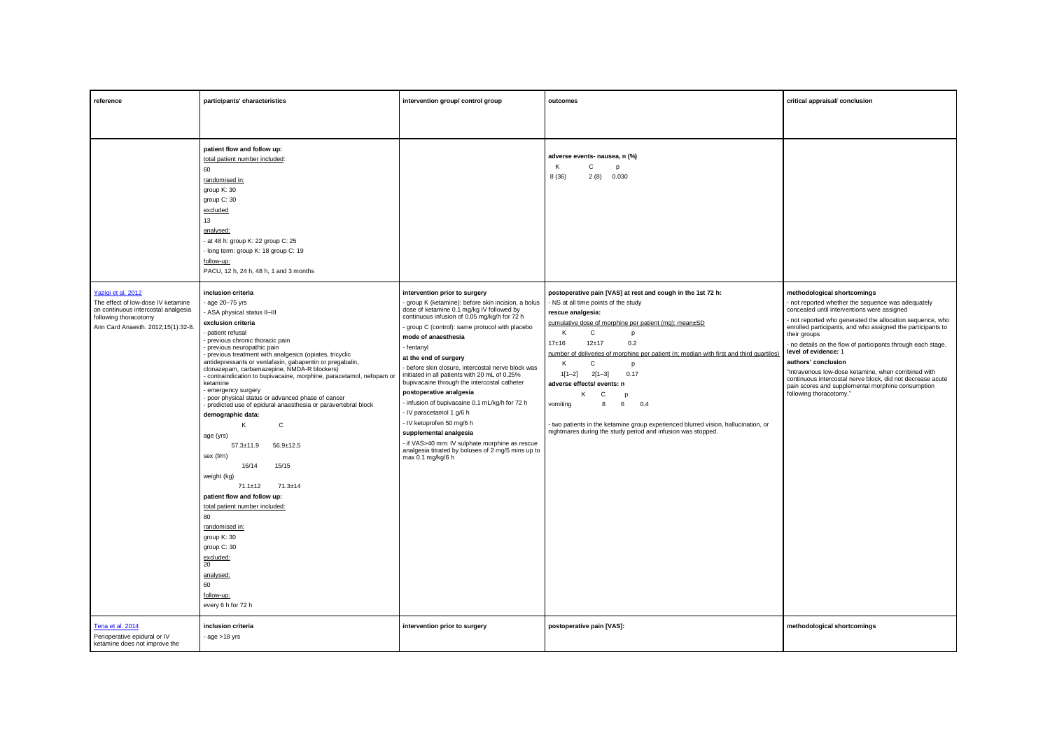| reference | participants' characteristics | intervention group/ control group | outcomes | critical appraisal/ conclusion |
| --- | --- | --- | --- | --- |
| | **patient flow and follow up:**<br>total patient number included:<br>60<br>randomised in:<br>group K: 30<br>group C: 30<br>excluded<br>13<br>analysed:<br>- at 48 h: group K: 22 group C: 25<br>- long term: group K: 18 group C: 19<br>follow-up:<br>PACU, 12 h, 24 h, 48 h, 1 and 3 months | | **adverse events- nausea, n (%)**<br>K C p<br>8 (36) 2 (8) 0.030 | |
| Yazigi et al. 2012<br>The effect of low-dose IV ketamine on continuous intercostal analgesia following thoracotomy<br>Ann Card Anaesth. 2012;15(1):32-8. | **inclusion criteria**<br>- age 20–75 yrs<br>- ASA physical status II–III<br>**exclusion criteria**<br>- patient refusal<br>- previous chronic thoracic pain<br>- previous neuropathic pain<br>- previous treatment with analgesics (opiates, tricyclic antidepressants or venlafaxin, gabapentin or pregabalin, clonazepam, carbamazepine, NMDA-R blockers)<br>- contraindication to bupivacaine, morphine, paracetamol, nefopam or ketamine<br>- emergency surgery<br>- poor physical status or advanced phase of cancer<br>- predicted use of epidural anaesthesia or paravertebral block<br>**demographic data:**<br>K C<br>age (yrs)<br>57.3±11.9 56.9±12.5<br>sex (f/m)<br>16/14 15/15<br>weight (kg)<br>71.1±12 71.3±14<br>**patient flow and follow up:**<br>total patient number included:<br>80<br>randomised in:<br>group K: 30<br>group C: 30<br>excluded:<br>20<br>analysed:<br>60<br>follow-up:<br>every 6 h for 72 h | **intervention prior to surgery**<br>- group K (ketamine): before skin incision, a bolus dose of ketamine 0.1 mg/kg IV followed by continuous infusion of 0.05 mg/kg/h for 72 h<br>- group C (control): same protocol with placebo<br>**mode of anaesthesia**<br>- fentanyl<br>**at the end of surgery**<br>- before skin closure, intercostal nerve block was initiated in all patients with 20 mL of 0.25% bupivacaine through the intercostal catheter<br>**postoperative analgesia**<br>- infusion of bupivacaine 0.1 mL/kg/h for 72 h<br>- IV paracetamol 1 g/6 h<br>- IV ketoprofen 50 mg/6 h<br>**supplemental analgesia**<br>- if VAS>40 mm: IV sulphate morphine as rescue analgesia titrated by boluses of 2 mg/5 mins up to max 0.1 mg/kg/6 h | **postoperative pain [VAS] at rest and cough in the 1st 72 h:**<br>- NS at all time points of the study<br>**rescue analgesia:**<br>cumulative dose of morphine per patient (mg): mean±SD<br>K C p<br>17±16 12±17 0.2<br>number of deliveries of morphine per patient (n; median with first and third quartiles)<br>K C p<br>1[1–2] 2[1–3] 0.17<br>**adverse effects/ events: n**<br>K C p<br>vomiting 8 6 0.4<br><br>- two patients in the ketamine group experienced blurred vision, hallucination, or nightmares during the study period and infusion was stopped. | **methodological shortcomings**<br>- not reported whether the sequence was adequately concealed until interventions were assigned<br>- not reported who generated the allocation sequence, who enrolled participants, and who assigned the participants to their groups<br>- no details on the flow of participants through each stage.<br>**level of evidence:** 1<br>**authors' conclusion**<br>"Intravenous low-dose ketamine, when combined with continuous intercostal nerve block, did not decrease acute pain scores and supplemental morphine consumption following thoracotomy." |
| Tena et al. 2014<br>Perioperative epidural or IV ketamine does not improve the | **inclusion criteria**<br>- age >18 yrs | **intervention prior to surgery** | **postoperative pain [VAS]:** | **methodological shortcomings** |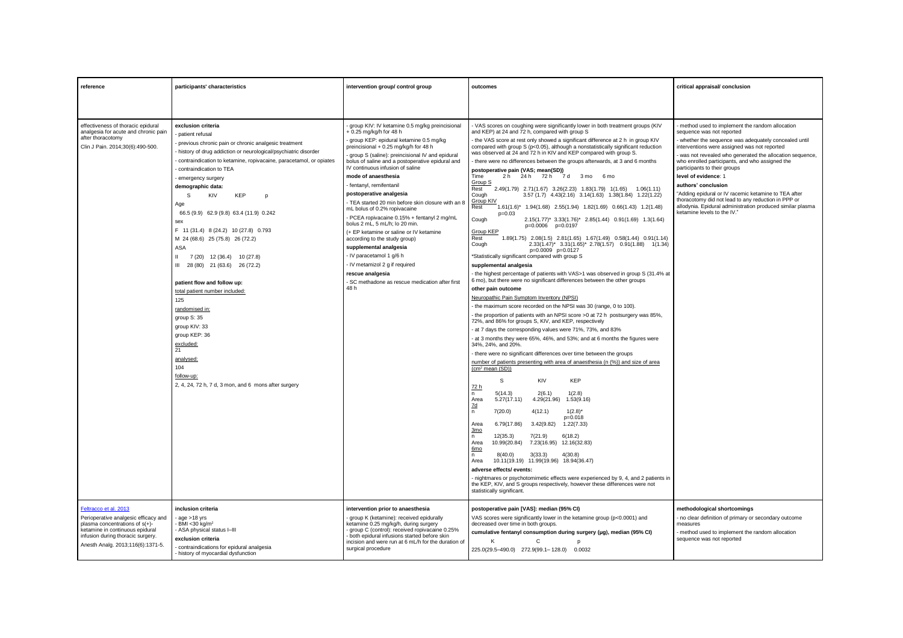| reference | participants' characteristics | intervention group/ control group | outcomes | critical appraisal/ conclusion |
|---|---|---|---|---|
| effectiveness of thoracic epidural analgesia for acute and chronic pain after thoracotomy<br>Clin J Pain. 2014;30(6):490-500. | **exclusion criteria**<br>- patient refusal<br>- previous chronic pain or chronic analgesic treatment<br>- history of drug addiction or neurological/psychiatric disorder<br>- contraindication to ketamine, ropivacaine, paracetamol, or opiates<br>- contraindication to TEA<br>- emergency surgery<br>**demographic data:**<br>S KIV KEP p<br>Age<br>66.5 (9.9) 62.9 (9.8) 63.4 (11.9) 0.242<br>sex<br>F 11 (31.4) 8 (24.2) 10 (27.8) 0.793<br>M 24 (68.6) 25 (75.8) 26 (72.2)<br>ASA<br>II 7 (20) 12 (36.4) 10 (27.8)<br>III 28 (80) 21 (63.6) 26 (72.2)<br><br>**patient flow and follow up:**<br>total patient number included:<br>125<br>randomised in:<br>group S: 35<br>group KIV: 33<br>group KEP: 36<br>excluded:<br>21<br>analysed:<br>104<br>follow-up:<br>2, 4, 24, 72 h, 7 d, 3 mon, and 6 mons after surgery | - group KIV: IV ketamine 0.5 mg/kg preincisional + 0.25 mg/kg/h for 48 h<br>- group KEP: epidural ketamine 0.5 mg/kg preincisional + 0.25 mg/kg/h for 48 h<br>- group S (saline): preincisional IV and epidural bolus of saline and a postoperative epidural and IV continuous infusion of saline<br>**mode of anaesthesia**<br>- fentanyl, remifentanil<br>**postoperative analgesia**<br>- TEA started 20 min before skin closure with an 8 mL bolus of 0.2% ropivacaine<br>- PCEA ropivacaine 0.15% + fentanyl 2 mg/mL bolus 2 mL, 5 mL/h; lo 20 min.<br>(+ EP ketamine or saline or IV ketamine according to the study group)<br>**supplemental analgesia**<br>- IV paracetamol 1 g/6 h<br>- IV metamizol 2 g if required<br>**rescue analgesia**<br>- SC methadone as rescue medication after first 48 h | - VAS scores on coughing were significantly lower in both treatment groups (KIV and KEP) at 24 and 72 h, compared with group S<br>- the VAS score at rest only showed a significant difference at 2 h in group KIV compared with group S (p<0.05), although a nonstatistically significant reduction was observed at 24 and 72 h in KIV and KEP compared with group S.<br>- there were no differences between the groups afterwards, at 3 and 6 months<br>**postoperative pain (VAS; mean(SD))**<br>Time 2 h 24 h 72 h 7 d 3 mo 6 mo<br>Group S<br>Rest 2.49(1.79) 2.71(1.67) 3.26(2.23) 1.83(1.79) 1(1.65) 1.06(1.11)<br>Cough 3.57 (1.7) 4.43(2.16) 3.14(1.63) 1.38(1.84) 1.22(1.22)<br>Group KIV<br>Rest 1.61(1.6)* 1.94(1.68) 2.55(1.94) 1.82(1.69) 0.66(1.43) 1.2(1.48)<br>p=0.03<br>Cough 2.15(1.77)* 3.33(1.76)* 2.85(1.44) 0.91(1.69) 1.3(1.64)<br>p=0.0006 p=0.0197<br>Group KEP<br>Rest 1.89(1.75) 2.08(1.5) 2.81(1.65) 1.67(1.49) 0.58(1.44) 0.91(1.14)<br>Cough 2.33(1.47)* 3.31(1.65)* 2.78(1.57) 0.91(1.88) 1(1.34)<br>p=0.0009 p=0.0127<br>*Statistically significant compared with group S<br>**supplemental analgesia**<br>- the highest percentage of patients with VAS>1 was observed in group S (31.4% at 6 mo), but there were no significant differences between the other groups<br>**other pain outcome**<br>Neuropathic Pain Symptom Inventory (NPSI)<br>- the maximum score recorded on the NPSI was 30 (range, 0 to 100).<br>- the proportion of patients with an NPSI score >0 at 72 h postsurgery was 85%, 72%, and 86% for groups S, KIV, and KEP, respectively<br>- at 7 days the corresponding values were 71%, 73%, and 83%<br>- at 3 months they were 65%, 46%, and 53%; and at 6 months the figures were 34%, 24%, and 20%.<br>- there were no significant differences over time between the groups<br>number of patients presenting with area of anaesthesia (n (%)) and size of area (cm² mean (SD))<br>S KIV KEP<br>72 h<br>n 5(14.3) 2(6.1) 1(2.8)<br>Area 5.27(17.11) 4.29(21.96) 1.53(9.16)<br>7d<br>n 7(20.0) 4(12.1) 1(2.8)*<br>p=0.018<br>Area 6.79(17.86) 3.42(9.82) 1.22(7.33)<br>3mo<br>n 12(35.3) 7(21.9) 6(18.2)<br>Area 10.99(20.84) 7.23(16.95) 12.16(32.83)<br>6mo<br>n 8(40.0) 3(33.3) 4(30.8)<br>Area 10.11(19.19) 11.99(19.96) 18.94(36.47)<br>**adverse effects/ events:**<br>- nightmares or psychotomimetic effects were experienced by 9, 4, and 2 patients in the KEP, KIV, and S groups respectively, however these differences were not statistically significant. | - method used to implement the random allocation sequence was not reported<br>- whether the sequence was adequately concealed until interventions were assigned was not reported<br>- was not revealed who generated the allocation sequence, who enrolled participants, and who assigned the participants to their groups<br>**level of evidence**: 1<br>**authors' conclusion**<br>"Adding epidural or IV racemic ketamine to TEA after thoracotomy did not lead to any reduction in PPP or allodynia. Epidural administration produced similar plasma ketamine levels to the IV." |
| Feltracco et al. 2013<br>Perioperative analgesic efficacy and plasma concentrations of s(+)-ketamine in continuous epidural infusion during thoracic surgery.<br>Anesth Analg. 2013;116(6):1371-5. | **inclusion criteria**<br>- age >18 yrs<br>- BMI <30 kg/m²<br>- ASA physical status I–III<br>**exclusion criteria**<br>- contraindications for epidural analgesia<br>- history of myocardial dysfunction | **intervention prior to anaesthesia**<br>- group K (ketamine): received epidurally ketamine 0.25 mg/kg/h, during surgery<br>- group C (control): received ropivacaine 0.25%<br>- both epidural infusions started before skin incision and were run at 6 mL/h for the duration of surgical procedure | **postoperative pain [VAS]: median (95% CI)**<br>VAS scores were significantly lower in the ketamine group (p<0.0001) and decreased over time in both groups.<br>**cumulative fentanyl consumption during surgery (µg), median (95% CI)**<br>K C p<br>225.0(29.5–490.0) 272.9(99.1– 128.0) 0.0032 | **methodological shortcomings**<br>- no clear definition of primary or secondary outcome measures<br>- method used to implement the random allocation sequence was not reported |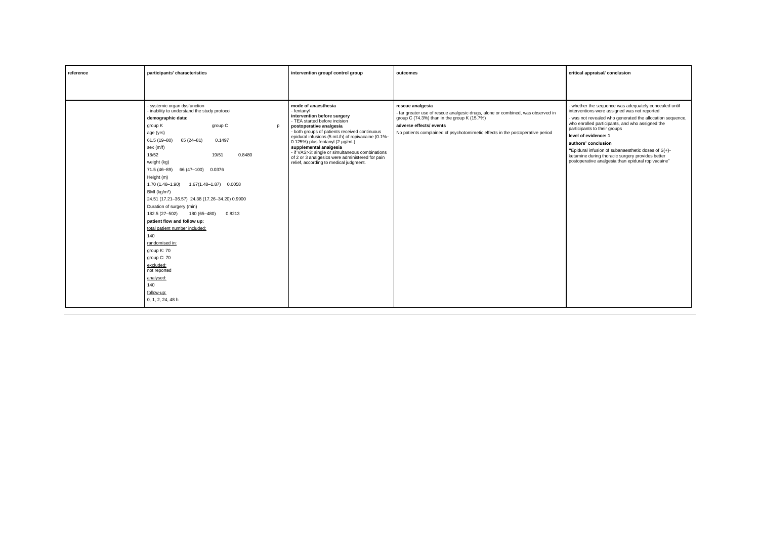| reference | participants' characteristics | intervention group/ control group | outcomes | critical appraisal/ conclusion |
|---|---|---|---|---|
| | - systemic organ dysfunction<br>- inability to understand the study protocol<br>**demographic data:**<br>group K / group C / p<br>age (yrs)<br>61.5 (19–80) / 65 (24–81) / 0.1497<br>sex (m/f)<br>18/52 / 19/51 / 0.8480<br>weight (kg)<br>71.5 (46–89) / 66 (47–100) / 0.0376<br>Height (m)<br>1.70 (1.48–1.90) / 1.67(1.48–1.87) / 0.0058<br>BMI (kg/m²)<br>24.51 (17.21–36.57) / 24.38 (17.26–34.20) / 0.9900<br>Duration of surgery (min)<br>182.5 (27–502) / 180 (65–480) / 0.8213<br>**patient flow and follow up:**<br>total patient number included:<br>140<br>randomised in:<br>group K: 70<br>group C: 70<br>excluded:<br>not reported<br>analysed:<br>140<br>follow-up:<br>0, 1, 2, 24, 48 h | **mode of anaesthesia**<br>- fentanyl<br>**intervention before surgery**<br>- TEA started before incision<br>**postoperative analgesia**<br>- both groups of patients received continuous epidural infusions (5 mL/h) of ropivacaine (0.1%–0.125%) plus fentanyl (2 µg/mL)<br>**supplemental analgesia**<br>- if VAS>3: single or simultaneous combinations of 2 or 3 analgesics were administered for pain relief, according to medical judgment. | **rescue analgesia**<br>- far greater use of rescue analgesic drugs, alone or combined, was observed in group C (74.3%) than in the group K (15.7%)<br>**adverse effects/ events**<br>No patients complained of psychotomimetic effects in the postoperative period | - whether the sequence was adequately concealed until interventions were assigned was not reported<br>- was not revealed who generated the allocation sequence, who enrolled participants, and who assigned the participants to their groups<br>**level of evidence: 1**<br>**authors' conclusion**<br>"Epidural infusion of subanaesthetic doses of S(+)-ketamine during thoracic surgery provides better postoperative analgesia than epidural ropivacaine" |